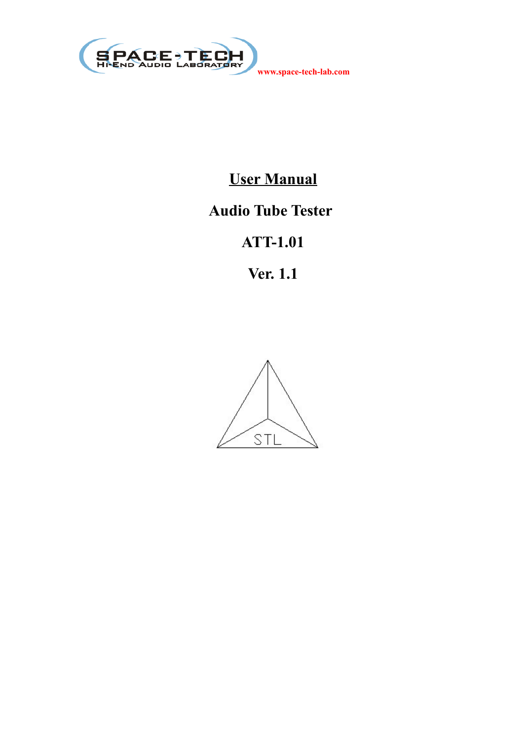SPACE-TECH
HI-END AUDIO LABORATORY

www.space-tech-lab.com

# User Manual

# Audio Tube Tester

# ATT-1.01

# Ver. 1.1

STL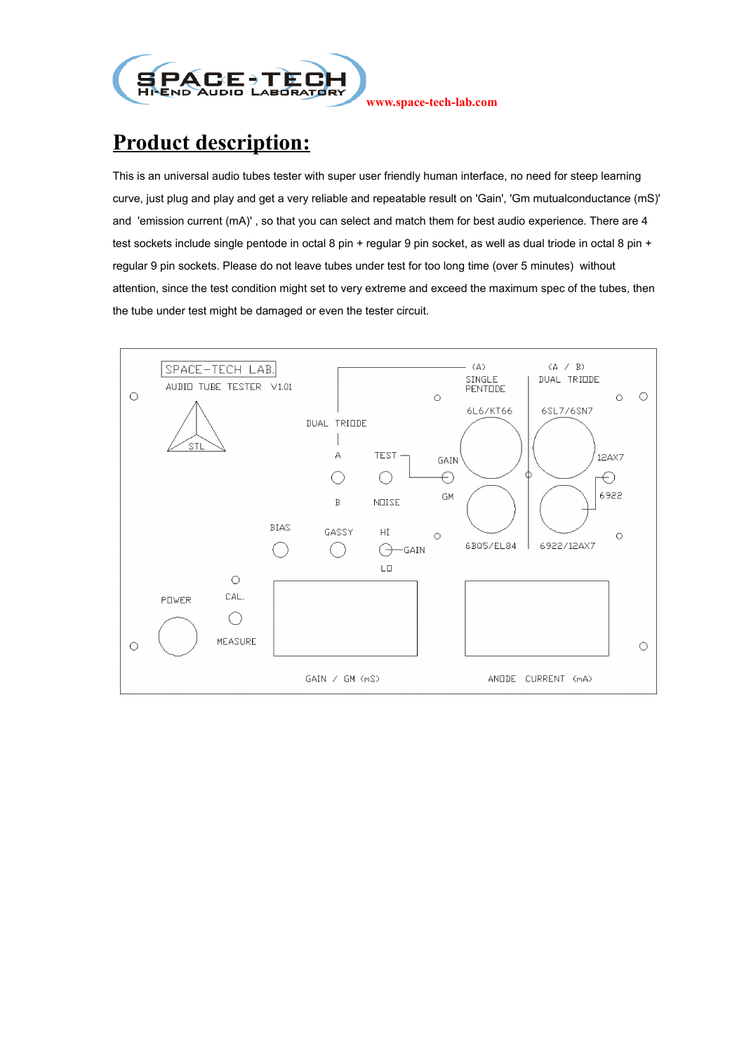SPACE-TECH
HI-END AUDIO LABORATORY
www.space-tech-lab.com

# Product description:

This is an universal audio tubes tester with super user friendly human interface, no need for steep learning curve, just plug and play and get a very reliable and repeatable result on 'Gain', 'Gm mutualconductance (mS)' and 'emission current (mA)' , so that you can select and match them for best audio experience. There are 4 test sockets include single pentode in octal 8 pin + regular 9 pin socket, as well as dual triode in octal 8 pin + regular 9 pin sockets. Please do not leave tubes under test for too long time (over 5 minutes) without attention, since the test condition might set to very extreme and exceed the maximum spec of the tubes, then the tube under test might be damaged or even the tester circuit.

SPACE-TECH LAB.
AUDIO TUBE TESTER V1.01

STL

DUAL TRIODE
A
B

TEST
NOISE

GAIN
GM

(A)
SINGLE
PENTODE
6L6/KT66
6BQ5/EL84

(A / B)
DUAL TRIODE
6SL7/6SN7
12AX7
6922
6922/12AX7

BIAS
GASSY
HI
GAIN
LO

POWER
CAL.
MEASURE

GAIN / GM (mS)
ANODE CURRENT (mA)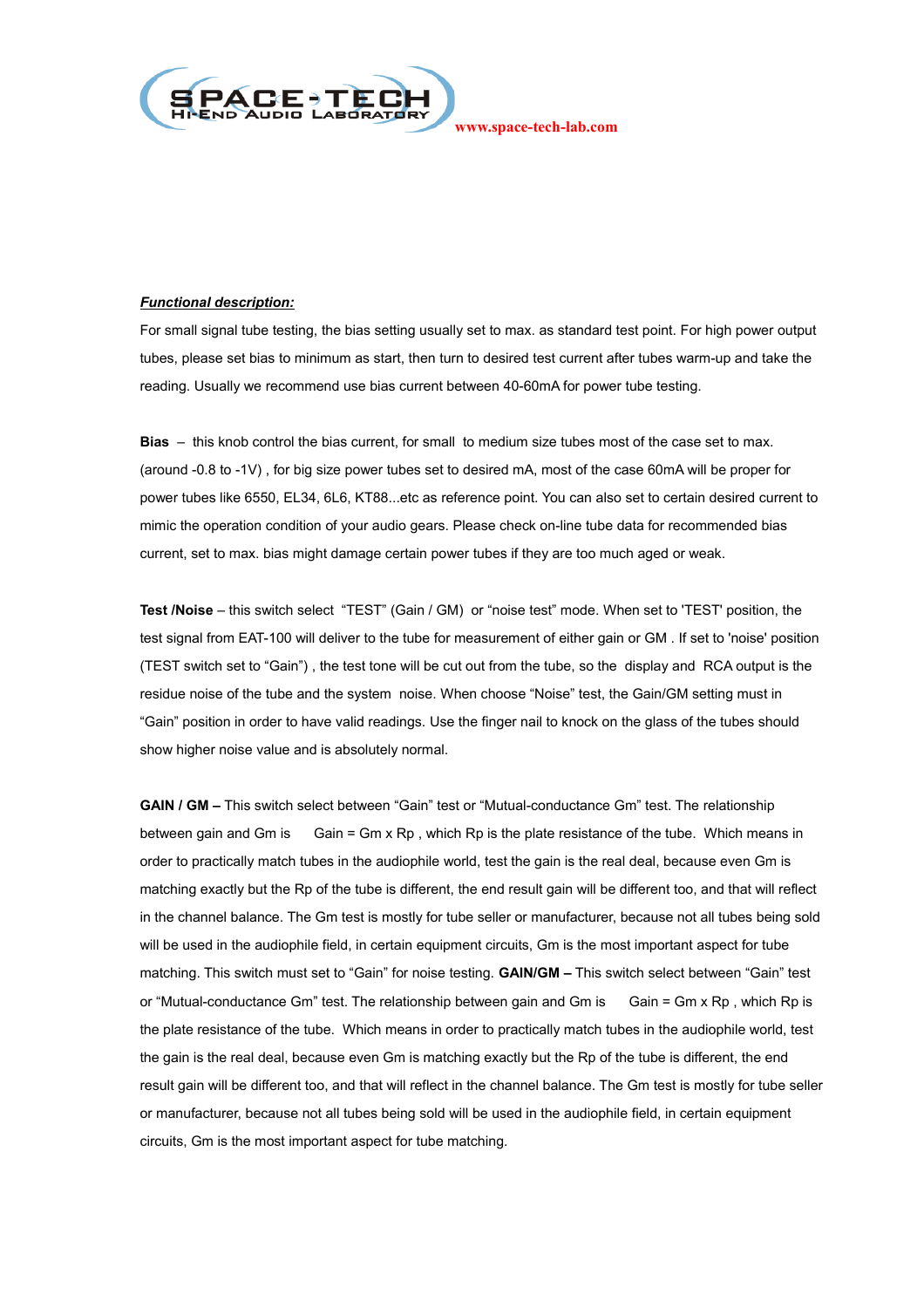www.space-tech-lab.com

***Functional description:***

For small signal tube testing, the bias setting usually set to max. as standard test point. For high power output tubes, please set bias to minimum as start, then turn to desired test current after tubes warm-up and take the reading. Usually we recommend use bias current between 40-60mA for power tube testing.

**Bias** – this knob control the bias current, for small to medium size tubes most of the case set to max. (around -0.8 to -1V) , for big size power tubes set to desired mA, most of the case 60mA will be proper for power tubes like 6550, EL34, 6L6, KT88...etc as reference point. You can also set to certain desired current to mimic the operation condition of your audio gears. Please check on-line tube data for recommended bias current, set to max. bias might damage certain power tubes if they are too much aged or weak.

**Test /Noise** – this switch select "TEST" (Gain / GM) or "noise test" mode. When set to 'TEST' position, the test signal from EAT-100 will deliver to the tube for measurement of either gain or GM . If set to 'noise' position (TEST switch set to "Gain") , the test tone will be cut out from the tube, so the display and RCA output is the residue noise of the tube and the system noise. When choose "Noise" test, the Gain/GM setting must in "Gain" position in order to have valid readings. Use the finger nail to knock on the glass of the tubes should show higher noise value and is absolutely normal.

**GAIN / GM –** This switch select between "Gain" test or "Mutual-conductance Gm" test. The relationship between gain and Gm is Gain = Gm x Rp , which Rp is the plate resistance of the tube. Which means in order to practically match tubes in the audiophile world, test the gain is the real deal, because even Gm is matching exactly but the Rp of the tube is different, the end result gain will be different too, and that will reflect in the channel balance. The Gm test is mostly for tube seller or manufacturer, because not all tubes being sold will be used in the audiophile field, in certain equipment circuits, Gm is the most important aspect for tube matching. This switch must set to "Gain" for noise testing. **GAIN/GM –** This switch select between "Gain" test or "Mutual-conductance Gm" test. The relationship between gain and Gm is Gain = Gm x Rp , which Rp is the plate resistance of the tube. Which means in order to practically match tubes in the audiophile world, test the gain is the real deal, because even Gm is matching exactly but the Rp of the tube is different, the end result gain will be different too, and that will reflect in the channel balance. The Gm test is mostly for tube seller or manufacturer, because not all tubes being sold will be used in the audiophile field, in certain equipment circuits, Gm is the most important aspect for tube matching.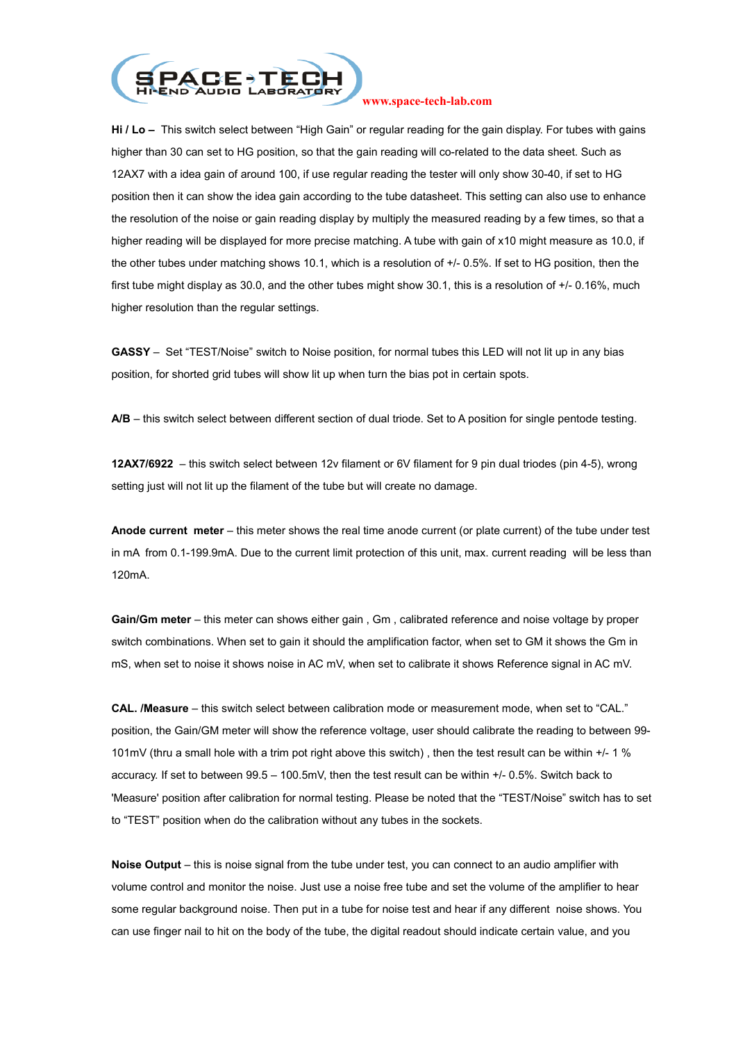**Hi / Lo –** This switch select between “High Gain” or regular reading for the gain display. For tubes with gains higher than 30 can set to HG position, so that the gain reading will co-related to the data sheet. Such as 12AX7 with a idea gain of around 100, if use regular reading the tester will only show 30-40, if set to HG position then it can show the idea gain according to the tube datasheet. This setting can also use to enhance the resolution of the noise or gain reading display by multiply the measured reading by a few times, so that a higher reading will be displayed for more precise matching. A tube with gain of x10 might measure as 10.0, if the other tubes under matching shows 10.1, which is a resolution of +/- 0.5%. If set to HG position, then the first tube might display as 30.0, and the other tubes might show 30.1, this is a resolution of +/- 0.16%, much higher resolution than the regular settings.

**GASSY** – Set “TEST/Noise” switch to Noise position, for normal tubes this LED will not lit up in any bias position, for shorted grid tubes will show lit up when turn the bias pot in certain spots.

**A/B** – this switch select between different section of dual triode. Set to A position for single pentode testing.

**12AX7/6922** – this switch select between 12v filament or 6V filament for 9 pin dual triodes (pin 4-5), wrong setting just will not lit up the filament of the tube but will create no damage.

**Anode current meter** – this meter shows the real time anode current (or plate current) of the tube under test in mA from 0.1-199.9mA. Due to the current limit protection of this unit, max. current reading will be less than 120mA.

**Gain/Gm meter** – this meter can shows either gain , Gm , calibrated reference and noise voltage by proper switch combinations. When set to gain it should the amplification factor, when set to GM it shows the Gm in mS, when set to noise it shows noise in AC mV, when set to calibrate it shows Reference signal in AC mV.

**CAL. /Measure** – this switch select between calibration mode or measurement mode, when set to “CAL.” position, the Gain/GM meter will show the reference voltage, user should calibrate the reading to between 99-101mV (thru a small hole with a trim pot right above this switch) , then the test result can be within +/- 1 % accuracy. If set to between 99.5 – 100.5mV, then the test result can be within +/- 0.5%. Switch back to 'Measure' position after calibration for normal testing. Please be noted that the “TEST/Noise” switch has to set to “TEST” position when do the calibration without any tubes in the sockets.

**Noise Output** – this is noise signal from the tube under test, you can connect to an audio amplifier with volume control and monitor the noise. Just use a noise free tube and set the volume of the amplifier to hear some regular background noise. Then put in a tube for noise test and hear if any different noise shows. You can use finger nail to hit on the body of the tube, the digital readout should indicate certain value, and you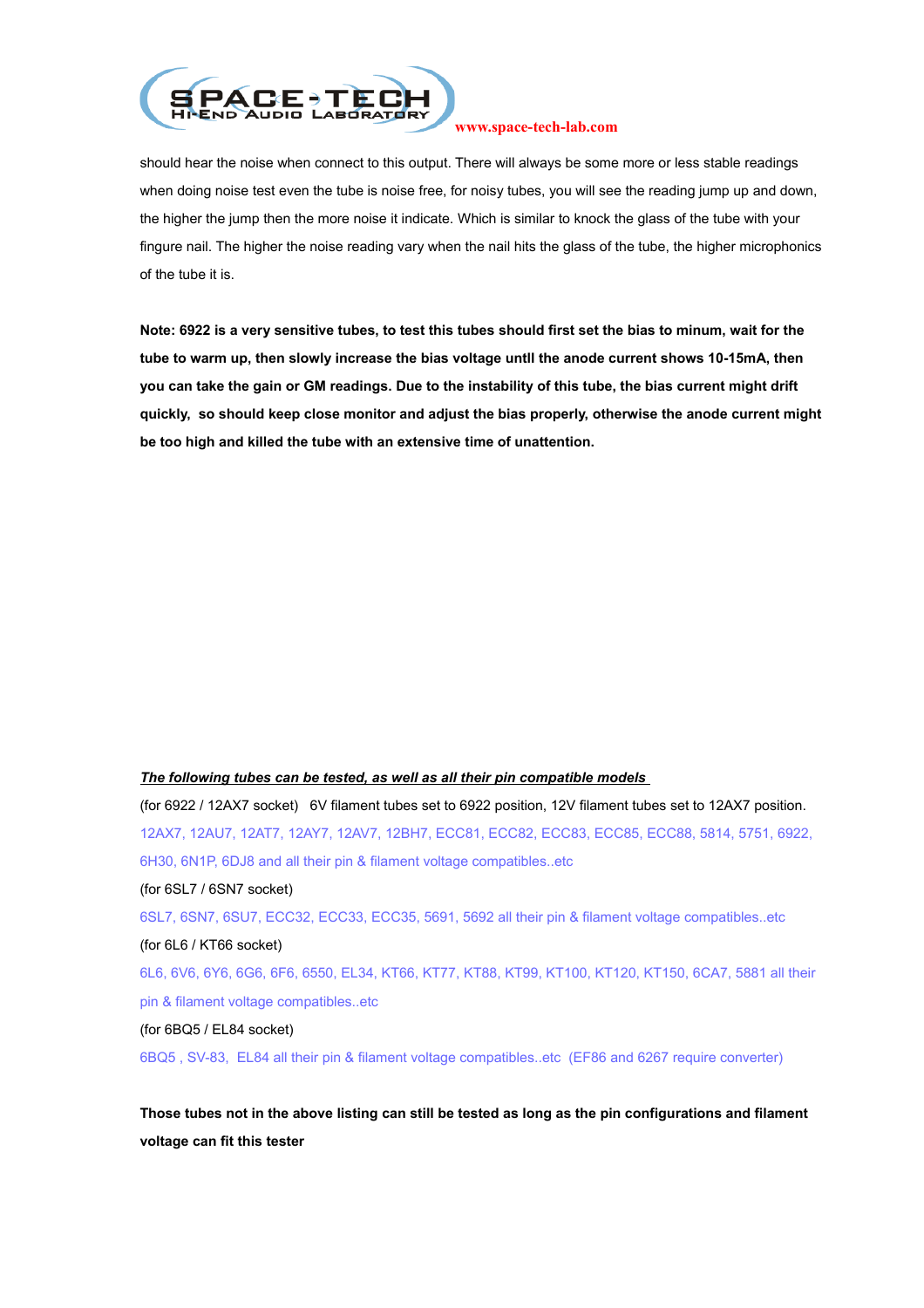should hear the noise when connect to this output. There will always be some more or less stable readings when doing noise test even the tube is noise free, for noisy tubes, you will see the reading jump up and down, the higher the jump then the more noise it indicate. Which is similar to knock the glass of the tube with your fingure nail. The higher the noise reading vary when the nail hits the glass of the tube, the higher microphonics of the tube it is.

**Note: 6922 is a very sensitive tubes, to test this tubes should first set the bias to minum, wait for the tube to warm up, then slowly increase the bias voltage untll the anode current shows 10-15mA, then you can take the gain or GM readings. Due to the instability of this tube, the bias current might drift quickly, so should keep close monitor and adjust the bias properly, otherwise the anode current might be too high and killed the tube with an extensive time of unattention.**

***The following tubes can be tested, as well as all their pin compatible models***

(for 6922 / 12AX7 socket) 6V filament tubes set to 6922 position, 12V filament tubes set to 12AX7 position.

12AX7, 12AU7, 12AT7, 12AY7, 12AV7, 12BH7, ECC81, ECC82, ECC83, ECC85, ECC88, 5814, 5751, 6922, 6H30, 6N1P, 6DJ8 and all their pin & filament voltage compatibles..etc

(for 6SL7 / 6SN7 socket)

6SL7, 6SN7, 6SU7, ECC32, ECC33, ECC35, 5691, 5692 all their pin & filament voltage compatibles..etc

(for 6L6 / KT66 socket)

6L6, 6V6, 6Y6, 6G6, 6F6, 6550, EL34, KT66, KT77, KT88, KT99, KT100, KT120, KT150, 6CA7, 5881 all their pin & filament voltage compatibles..etc

(for 6BQ5 / EL84 socket)

6BQ5 , SV-83, EL84 all their pin & filament voltage compatibles..etc (EF86 and 6267 require converter)

**Those tubes not in the above listing can still be tested as long as the pin configurations and filament voltage can fit this tester**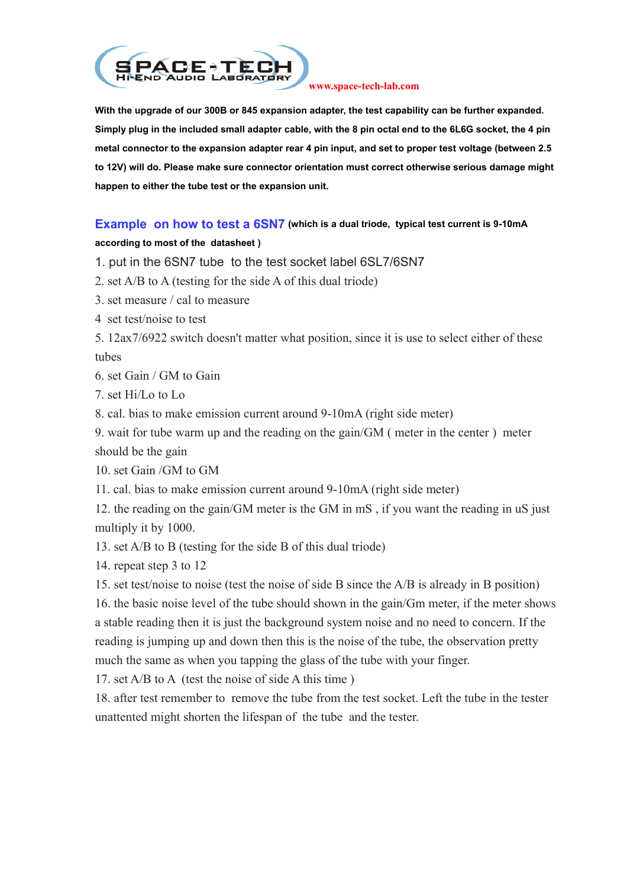SPACE-TECH HI-END AUDIO LABORATORY www.space-tech-lab.com

**With the upgrade of our 300B or 845 expansion adapter, the test capability can be further expanded. Simply plug in the included small adapter cable, with the 8 pin octal end to the 6L6G socket, the 4 pin metal connector to the expansion adapter rear 4 pin input, and set to proper test voltage (between 2.5 to 12V) will do. Please make sure connector orientation must correct otherwise serious damage might happen to either the tube test or the expansion unit.**

## Example on how to test a 6SN7 **(which is a dual triode, typical test current is 9-10mA according to most of the datasheet )**

1. put in the 6SN7 tube to the test socket label 6SL7/6SN7
2. set A/B to A (testing for the side A of this dual triode)
3. set measure / cal to measure
4 set test/noise to test
5. 12ax7/6922 switch doesn't matter what position, since it is use to select either of these tubes
6. set Gain / GM to Gain
7. set Hi/Lo to Lo
8. cal. bias to make emission current around 9-10mA (right side meter)
9. wait for tube warm up and the reading on the gain/GM ( meter in the center ) meter should be the gain
10. set Gain /GM to GM
11. cal. bias to make emission current around 9-10mA (right side meter)
12. the reading on the gain/GM meter is the GM in mS , if you want the reading in uS just multiply it by 1000.
13. set A/B to B (testing for the side B of this dual triode)
14. repeat step 3 to 12
15. set test/noise to noise (test the noise of side B since the A/B is already in B position)
16. the basic noise level of the tube should shown in the gain/Gm meter, if the meter shows a stable reading then it is just the background system noise and no need to concern. If the reading is jumping up and down then this is the noise of the tube, the observation pretty much the same as when you tapping the glass of the tube with your finger.
17. set A/B to A (test the noise of side A this time )
18. after test remember to remove the tube from the test socket. Left the tube in the tester unattented might shorten the lifespan of the tube and the tester.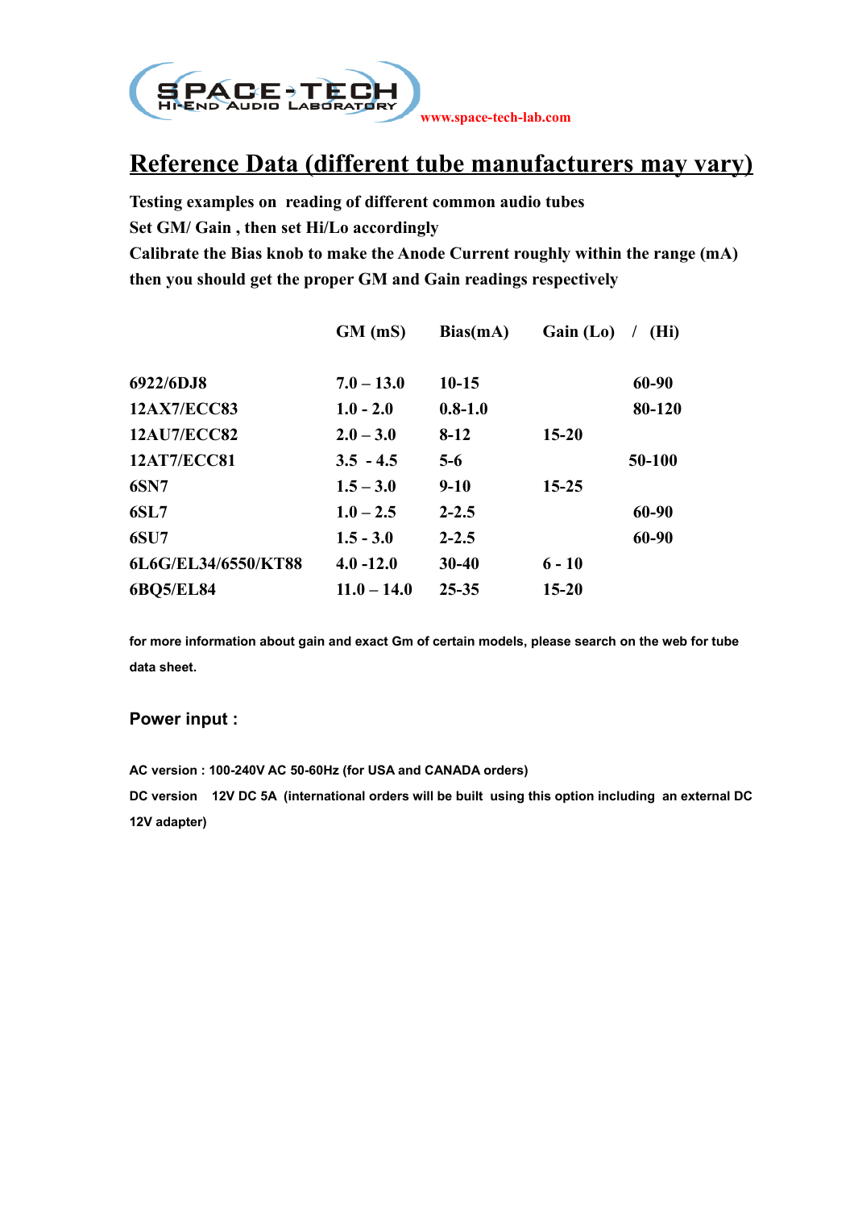SPACE-TECH HI-END AUDIO LABORATORY www.space-tech-lab.com

# Reference Data (different tube manufacturers may vary)

**Testing examples on reading of different common audio tubes**
**Set GM/ Gain , then set Hi/Lo accordingly**
**Calibrate the Bias knob to make the Anode Current roughly within the range (mA) then you should get the proper GM and Gain readings respectively**

| | GM (mS) | Bias(mA) | Gain (Lo) | / (Hi) |
|---|---|---|---|---|
| 6922/6DJ8 | 7.0 – 13.0 | 10-15 | | 60-90 |
| 12AX7/ECC83 | 1.0 - 2.0 | 0.8-1.0 | | 80-120 |
| 12AU7/ECC82 | 2.0 – 3.0 | 8-12 | 15-20 | |
| 12AT7/ECC81 | 3.5 - 4.5 | 5-6 | | 50-100 |
| 6SN7 | 1.5 – 3.0 | 9-10 | 15-25 | |
| 6SL7 | 1.0 – 2.5 | 2-2.5 | | 60-90 |
| 6SU7 | 1.5 - 3.0 | 2-2.5 | | 60-90 |
| 6L6G/EL34/6550/KT88 | 4.0 -12.0 | 30-40 | 6 - 10 | |
| 6BQ5/EL84 | 11.0 – 14.0 | 25-35 | 15-20 | |

**for more information about gain and exact Gm of certain models, please search on the web for tube data sheet.**

## Power input :

**AC version : 100-240V AC 50-60Hz (for USA and CANADA orders)**

**DC version 12V DC 5A (international orders will be built using this option including an external DC 12V adapter)**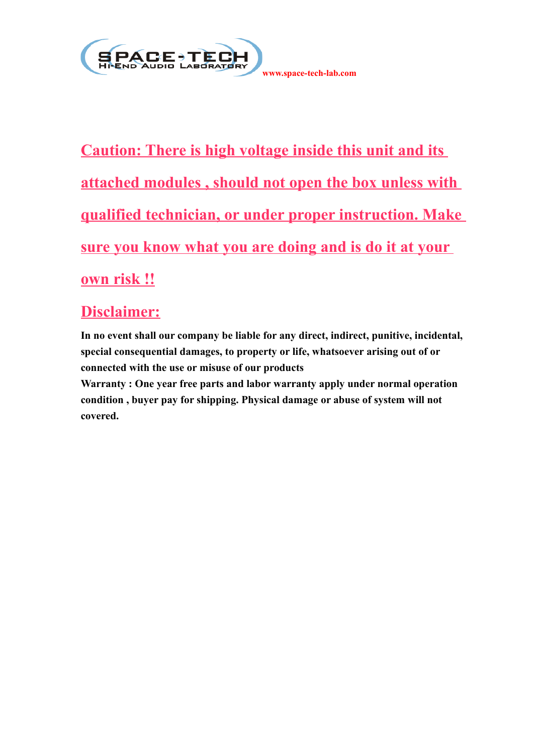SPACE-TECH
HI-END AUDIO LABORATORY

www.space-tech-lab.com

**Caution: There is high voltage inside this unit and its attached modules , should not open the box unless with qualified technician, or under proper instruction. Make sure you know what you are doing and is do it at your own risk !!**

## Disclaimer:

**In no event shall our company be liable for any direct, indirect, punitive, incidental, special consequential damages, to property or life, whatsoever arising out of or connected with the use or misuse of our products**

**Warranty : One year free parts and labor warranty apply under normal operation condition , buyer pay for shipping. Physical damage or abuse of system will not covered.**